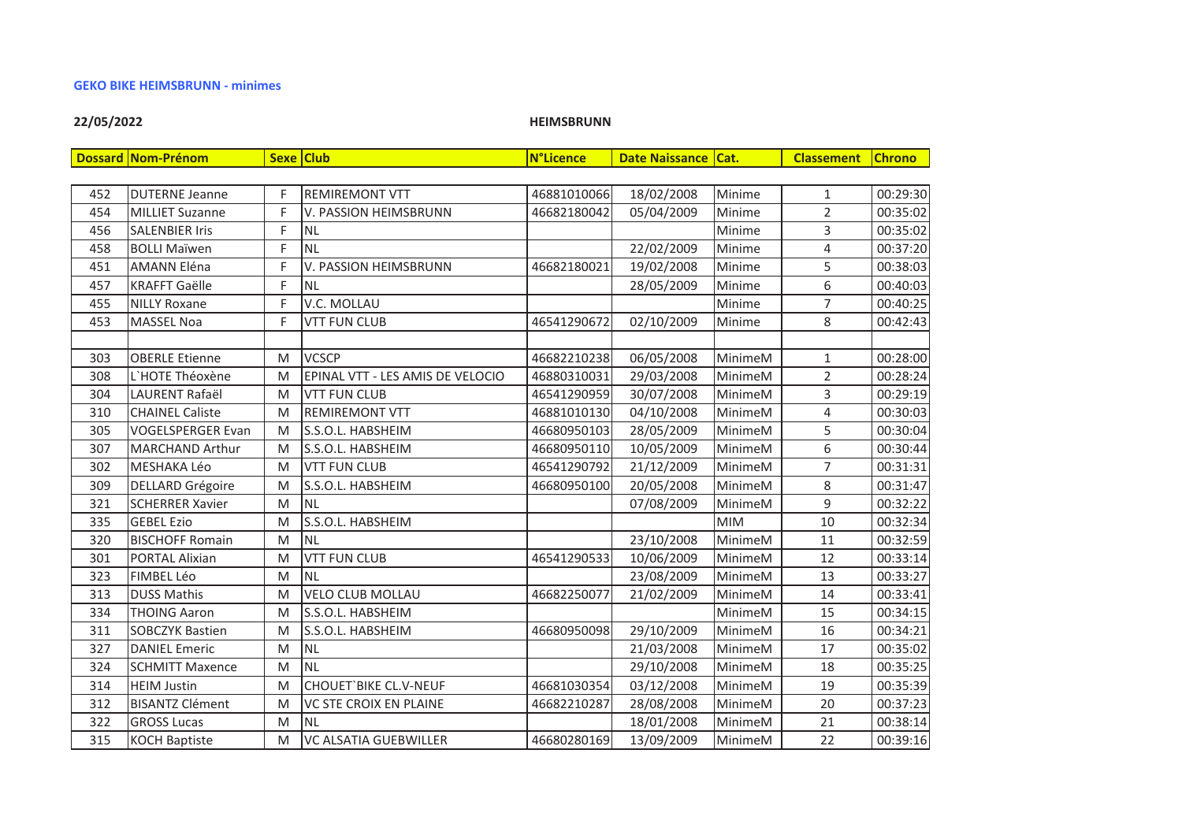**GEKO BIKE HEIMSBRUNN - minimes**

**22/05/2022** **HEIMSBRUNN**

| Dossard | Nom-Prénom | Sexe | Club | N°Licence | Date Naissance | Cat. | Classement | Chrono |
|---|---|---|---|---|---|---|---|---|
| 452 | DUTERNE Jeanne | F | REMIREMONT VTT | 46881010066 | 18/02/2008 | Minime | 1 | 00:29:30 |
| 454 | MILLIET Suzanne | F | V. PASSION HEIMSBRUNN | 46682180042 | 05/04/2009 | Minime | 2 | 00:35:02 |
| 456 | SALENBIER Iris | F | NL | | | Minime | 3 | 00:35:02 |
| 458 | BOLLI Maïwen | F | NL | | 22/02/2009 | Minime | 4 | 00:37:20 |
| 451 | AMANN Eléna | F | V. PASSION HEIMSBRUNN | 46682180021 | 19/02/2008 | Minime | 5 | 00:38:03 |
| 457 | KRAFFT Gaëlle | F | NL | | 28/05/2009 | Minime | 6 | 00:40:03 |
| 455 | NILLY Roxane | F | V.C. MOLLAU | | | Minime | 7 | 00:40:25 |
| 453 | MASSEL Noa | F | VTT FUN CLUB | 46541290672 | 02/10/2009 | Minime | 8 | 00:42:43 |
| | | | | | | | | |
| 303 | OBERLE Etienne | M | VCSCP | 46682210238 | 06/05/2008 | MinimeM | 1 | 00:28:00 |
| 308 | L`HOTE Théoxène | M | EPINAL VTT - LES AMIS DE VELOCIO | 46880310031 | 29/03/2008 | MinimeM | 2 | 00:28:24 |
| 304 | LAURENT Rafaël | M | VTT FUN CLUB | 46541290959 | 30/07/2008 | MinimeM | 3 | 00:29:19 |
| 310 | CHAINEL Caliste | M | REMIREMONT VTT | 46881010130 | 04/10/2008 | MinimeM | 4 | 00:30:03 |
| 305 | VOGELSPERGER Evan | M | S.S.O.L. HABSHEIM | 46680950103 | 28/05/2009 | MinimeM | 5 | 00:30:04 |
| 307 | MARCHAND Arthur | M | S.S.O.L. HABSHEIM | 46680950110 | 10/05/2009 | MinimeM | 6 | 00:30:44 |
| 302 | MESHAKA Léo | M | VTT FUN CLUB | 46541290792 | 21/12/2009 | MinimeM | 7 | 00:31:31 |
| 309 | DELLARD Grégoire | M | S.S.O.L. HABSHEIM | 46680950100 | 20/05/2008 | MinimeM | 8 | 00:31:47 |
| 321 | SCHERRER Xavier | M | NL | | 07/08/2009 | MinimeM | 9 | 00:32:22 |
| 335 | GEBEL Ezio | M | S.S.O.L. HABSHEIM | | | MIM | 10 | 00:32:34 |
| 320 | BISCHOFF Romain | M | NL | | 23/10/2008 | MinimeM | 11 | 00:32:59 |
| 301 | PORTAL Alixian | M | VTT FUN CLUB | 46541290533 | 10/06/2009 | MinimeM | 12 | 00:33:14 |
| 323 | FIMBEL Léo | M | NL | | 23/08/2009 | MinimeM | 13 | 00:33:27 |
| 313 | DUSS Mathis | M | VELO CLUB MOLLAU | 46682250077 | 21/02/2009 | MinimeM | 14 | 00:33:41 |
| 334 | THOING Aaron | M | S.S.O.L. HABSHEIM | | | MinimeM | 15 | 00:34:15 |
| 311 | SOBCZYK Bastien | M | S.S.O.L. HABSHEIM | 46680950098 | 29/10/2009 | MinimeM | 16 | 00:34:21 |
| 327 | DANIEL Emeric | M | NL | | 21/03/2008 | MinimeM | 17 | 00:35:02 |
| 324 | SCHMITT Maxence | M | NL | | 29/10/2008 | MinimeM | 18 | 00:35:25 |
| 314 | HEIM Justin | M | CHOUET`BIKE CL.V-NEUF | 46681030354 | 03/12/2008 | MinimeM | 19 | 00:35:39 |
| 312 | BISANTZ Clément | M | VC STE CROIX EN PLAINE | 46682210287 | 28/08/2008 | MinimeM | 20 | 00:37:23 |
| 322 | GROSS Lucas | M | NL | | 18/01/2008 | MinimeM | 21 | 00:38:14 |
| 315 | KOCH Baptiste | M | VC ALSATIA GUEBWILLER | 46680280169 | 13/09/2009 | MinimeM | 22 | 00:39:16 |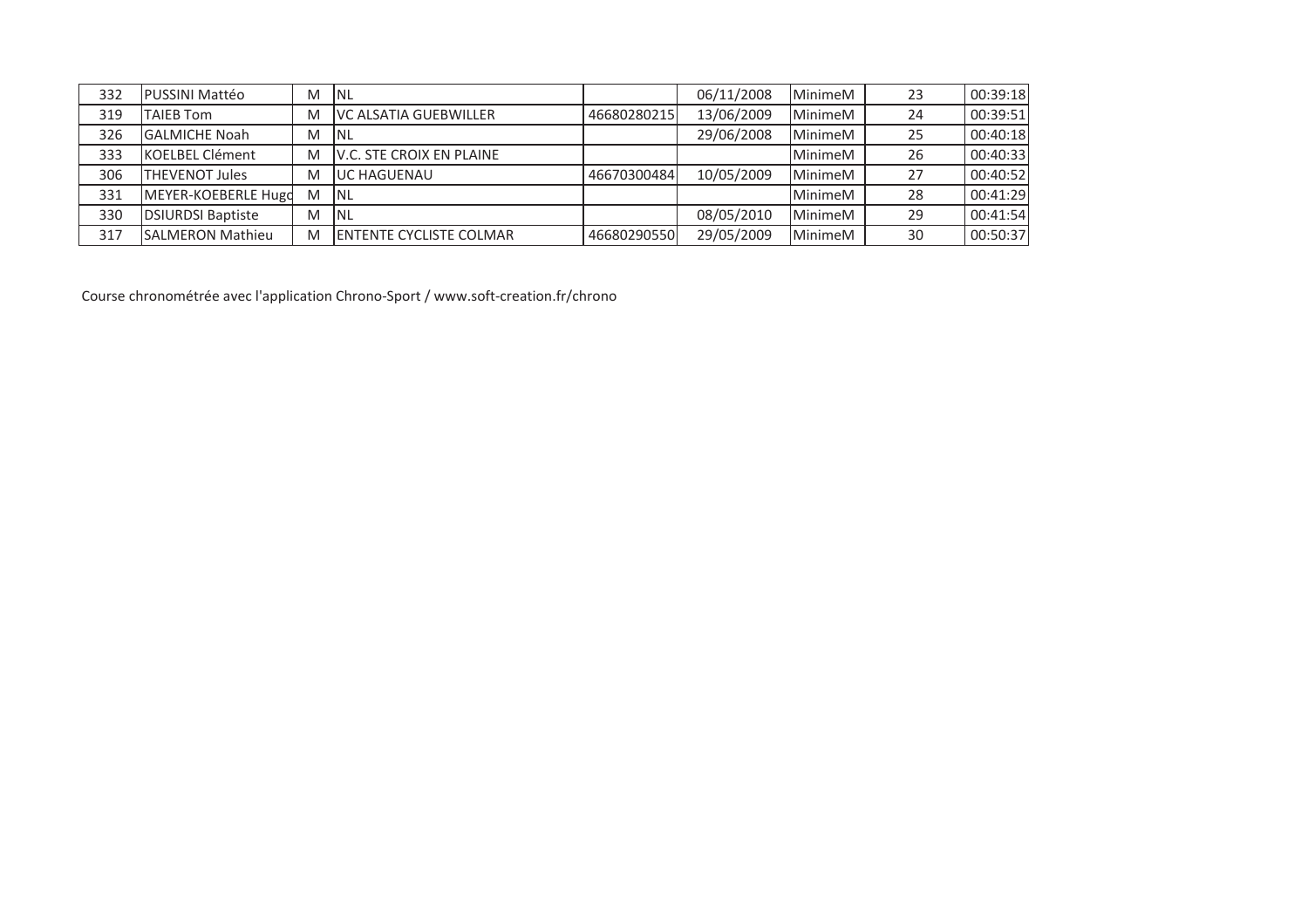| | | | | | | | | |
|---|---|---|---|---|---|---|---|---|
| 332 | PUSSINI Mattéo | M | NL | | 06/11/2008 | MinimeM | 23 | 00:39:18 |
| 319 | TAIEB Tom | M | VC ALSATIA GUEBWILLER | 46680280215 | 13/06/2009 | MinimeM | 24 | 00:39:51 |
| 326 | GALMICHE Noah | M | NL | | 29/06/2008 | MinimeM | 25 | 00:40:18 |
| 333 | KOELBEL Clément | M | V.C. STE CROIX EN PLAINE | | | MinimeM | 26 | 00:40:33 |
| 306 | THEVENOT Jules | M | UC HAGUENAU | 46670300484 | 10/05/2009 | MinimeM | 27 | 00:40:52 |
| 331 | MEYER-KOEBERLE Hugo | M | NL | | | MinimeM | 28 | 00:41:29 |
| 330 | DSIURDSI Baptiste | M | NL | | 08/05/2010 | MinimeM | 29 | 00:41:54 |
| 317 | SALMERON Mathieu | M | ENTENTE CYCLISTE COLMAR | 46680290550 | 29/05/2009 | MinimeM | 30 | 00:50:37 |

Course chronométrée avec l'application Chrono-Sport / www.soft-creation.fr/chrono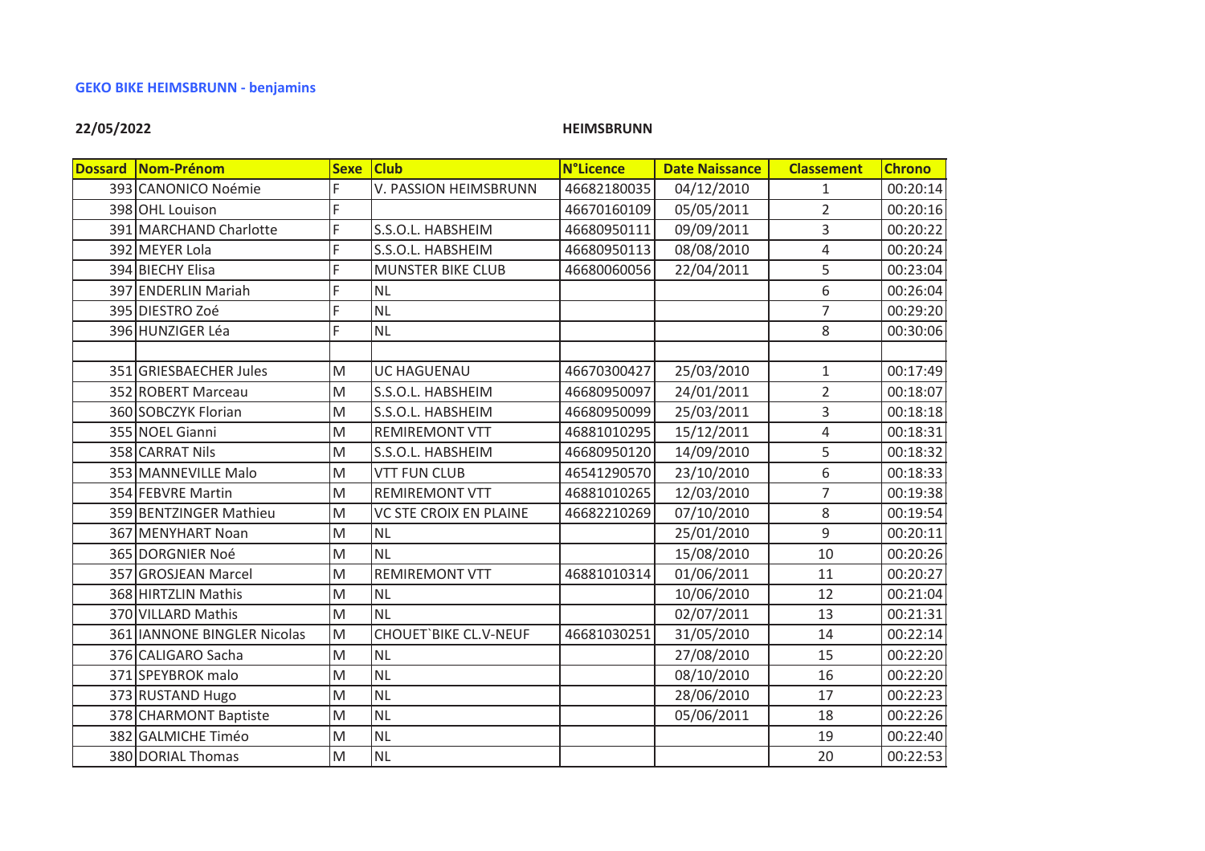**GEKO BIKE HEIMSBRUNN - benjamins**

**22/05/2022** **HEIMSBRUNN**

| Dossard | Nom-Prénom | Sexe | Club | N°Licence | Date Naissance | Classement | Chrono |
|---|---|---|---|---|---|---|---|
| 393 | CANONICO Noémie | F | V. PASSION HEIMSBRUNN | 46682180035 | 04/12/2010 | 1 | 00:20:14 |
| 398 | OHL Louison | F | | 46670160109 | 05/05/2011 | 2 | 00:20:16 |
| 391 | MARCHAND Charlotte | F | S.S.O.L. HABSHEIM | 46680950111 | 09/09/2011 | 3 | 00:20:22 |
| 392 | MEYER Lola | F | S.S.O.L. HABSHEIM | 46680950113 | 08/08/2010 | 4 | 00:20:24 |
| 394 | BIECHY Elisa | F | MUNSTER BIKE CLUB | 46680060056 | 22/04/2011 | 5 | 00:23:04 |
| 397 | ENDERLIN Mariah | F | NL | | | 6 | 00:26:04 |
| 395 | DIESTRO Zoé | F | NL | | | 7 | 00:29:20 |
| 396 | HUNZIGER Léa | F | NL | | | 8 | 00:30:06 |
| | | | | | | | |
| 351 | GRIESBAECHER Jules | M | UC HAGUENAU | 46670300427 | 25/03/2010 | 1 | 00:17:49 |
| 352 | ROBERT Marceau | M | S.S.O.L. HABSHEIM | 46680950097 | 24/01/2011 | 2 | 00:18:07 |
| 360 | SOBCZYK Florian | M | S.S.O.L. HABSHEIM | 46680950099 | 25/03/2011 | 3 | 00:18:18 |
| 355 | NOEL Gianni | M | REMIREMONT VTT | 46881010295 | 15/12/2011 | 4 | 00:18:31 |
| 358 | CARRAT Nils | M | S.S.O.L. HABSHEIM | 46680950120 | 14/09/2010 | 5 | 00:18:32 |
| 353 | MANNEVILLE Malo | M | VTT FUN CLUB | 46541290570 | 23/10/2010 | 6 | 00:18:33 |
| 354 | FEBVRE Martin | M | REMIREMONT VTT | 46881010265 | 12/03/2010 | 7 | 00:19:38 |
| 359 | BENTZINGER Mathieu | M | VC STE CROIX EN PLAINE | 46682210269 | 07/10/2010 | 8 | 00:19:54 |
| 367 | MENYHART Noan | M | NL | | 25/01/2010 | 9 | 00:20:11 |
| 365 | DORGNIER Noé | M | NL | | 15/08/2010 | 10 | 00:20:26 |
| 357 | GROSJEAN Marcel | M | REMIREMONT VTT | 46881010314 | 01/06/2011 | 11 | 00:20:27 |
| 368 | HIRTZLIN Mathis | M | NL | | 10/06/2010 | 12 | 00:21:04 |
| 370 | VILLARD Mathis | M | NL | | 02/07/2011 | 13 | 00:21:31 |
| 361 | IANNONE BINGLER Nicolas | M | CHOUET`BIKE CL.V-NEUF | 46681030251 | 31/05/2010 | 14 | 00:22:14 |
| 376 | CALIGARO Sacha | M | NL | | 27/08/2010 | 15 | 00:22:20 |
| 371 | SPEYBROK malo | M | NL | | 08/10/2010 | 16 | 00:22:20 |
| 373 | RUSTAND Hugo | M | NL | | 28/06/2010 | 17 | 00:22:23 |
| 378 | CHARMONT Baptiste | M | NL | | 05/06/2011 | 18 | 00:22:26 |
| 382 | GALMICHE Timéo | M | NL | | | 19 | 00:22:40 |
| 380 | DORIAL Thomas | M | NL | | | 20 | 00:22:53 |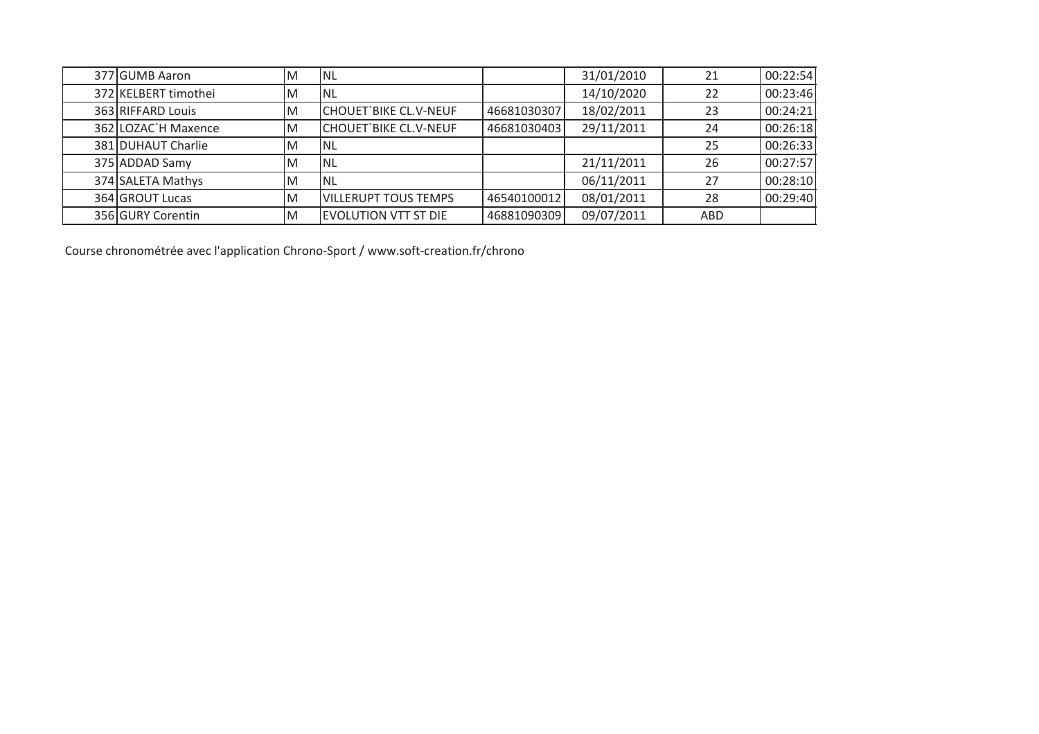|     |                 |   |                       |             |            |     |          |
|-----|-----------------|---|-----------------------|-------------|------------|-----|----------|
| 377 | GUMB Aaron      | M | NL                    |             | 31/01/2010 | 21  | 00:22:54 |
| 372 | KELBERT timothei | M | NL                   |             | 14/10/2020 | 22  | 00:23:46 |
| 363 | RIFFARD Louis   | M | CHOUET`BIKE CL.V-NEUF | 46681030307 | 18/02/2011 | 23  | 00:24:21 |
| 362 | LOZAC`H Maxence | M | CHOUET`BIKE CL.V-NEUF | 46681030403 | 29/11/2011 | 24  | 00:26:18 |
| 381 | DUHAUT Charlie  | M | NL                    |             |            | 25  | 00:26:33 |
| 375 | ADDAD Samy      | M | NL                    |             | 21/11/2011 | 26  | 00:27:57 |
| 374 | SALETA Mathys   | M | NL                    |             | 06/11/2011 | 27  | 00:28:10 |
| 364 | GROUT Lucas     | M | VILLERUPT TOUS TEMPS  | 46540100012 | 08/01/2011 | 28  | 00:29:40 |
| 356 | GURY Corentin   | M | EVOLUTION VTT ST DIE  | 46881090309 | 09/07/2011 | ABD |          |

Course chronométrée avec l'application Chrono-Sport / www.soft-creation.fr/chrono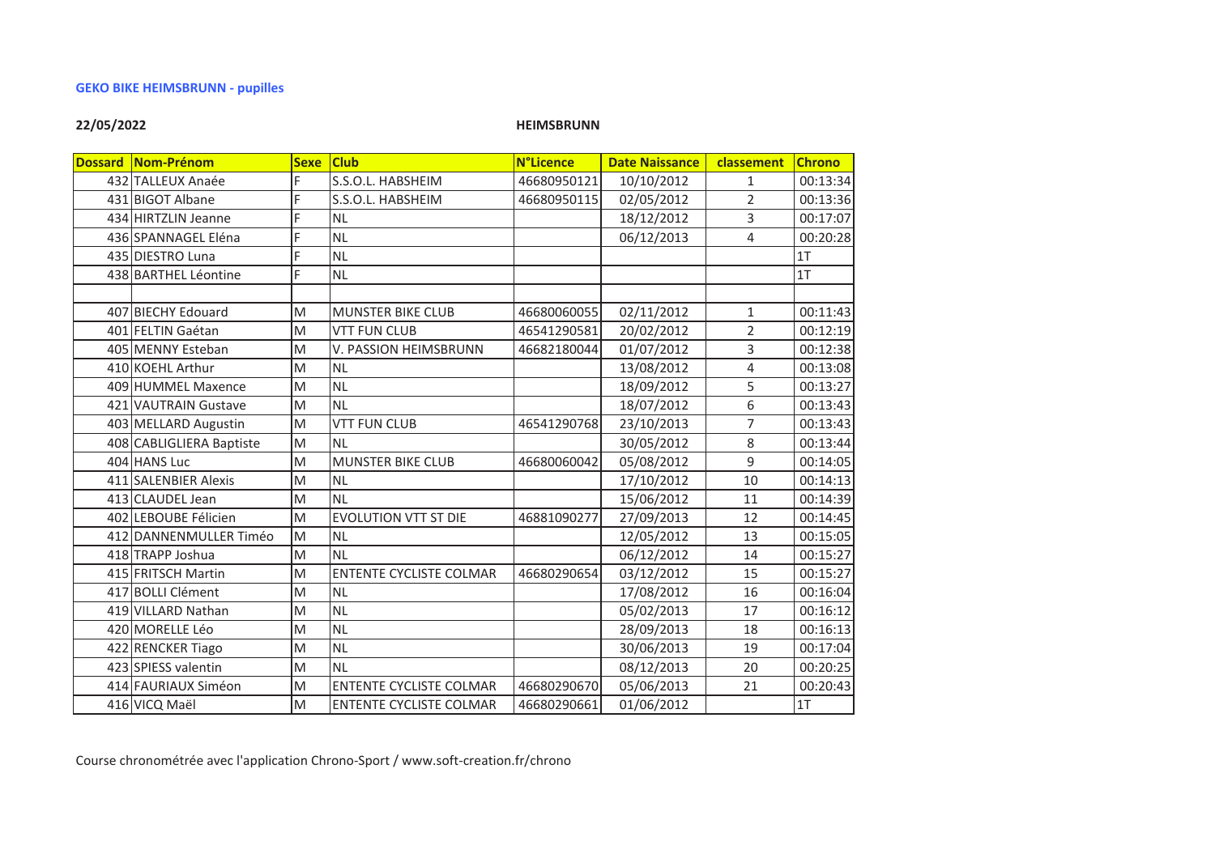**GEKO BIKE HEIMSBRUNN - pupilles**

**22/05/2022** **HEIMSBRUNN**

| Dossard | Nom-Prénom | Sexe | Club | N°Licence | Date Naissance | classement | Chrono |
|---|---|---|---|---|---|---|---|
| 432 | TALLEUX Anaée | F | S.S.O.L. HABSHEIM | 46680950121 | 10/10/2012 | 1 | 00:13:34 |
| 431 | BIGOT Albane | F | S.S.O.L. HABSHEIM | 46680950115 | 02/05/2012 | 2 | 00:13:36 |
| 434 | HIRTZLIN Jeanne | F | NL | | 18/12/2012 | 3 | 00:17:07 |
| 436 | SPANNAGEL Eléna | F | NL | | 06/12/2013 | 4 | 00:20:28 |
| 435 | DIESTRO Luna | F | NL | | | | 1T |
| 438 | BARTHEL Léontine | F | NL | | | | 1T |
| | | | | | | | |
| 407 | BIECHY Edouard | M | MUNSTER BIKE CLUB | 46680060055 | 02/11/2012 | 1 | 00:11:43 |
| 401 | FELTIN Gaétan | M | VTT FUN CLUB | 46541290581 | 20/02/2012 | 2 | 00:12:19 |
| 405 | MENNY Esteban | M | V. PASSION HEIMSBRUNN | 46682180044 | 01/07/2012 | 3 | 00:12:38 |
| 410 | KOEHL Arthur | M | NL | | 13/08/2012 | 4 | 00:13:08 |
| 409 | HUMMEL Maxence | M | NL | | 18/09/2012 | 5 | 00:13:27 |
| 421 | VAUTRAIN Gustave | M | NL | | 18/07/2012 | 6 | 00:13:43 |
| 403 | MELLARD Augustin | M | VTT FUN CLUB | 46541290768 | 23/10/2013 | 7 | 00:13:43 |
| 408 | CABLIGLIERA Baptiste | M | NL | | 30/05/2012 | 8 | 00:13:44 |
| 404 | HANS Luc | M | MUNSTER BIKE CLUB | 46680060042 | 05/08/2012 | 9 | 00:14:05 |
| 411 | SALENBIER Alexis | M | NL | | 17/10/2012 | 10 | 00:14:13 |
| 413 | CLAUDEL Jean | M | NL | | 15/06/2012 | 11 | 00:14:39 |
| 402 | LEBOUBE Félicien | M | EVOLUTION VTT ST DIE | 46881090277 | 27/09/2013 | 12 | 00:14:45 |
| 412 | DANNENMULLER Timéo | M | NL | | 12/05/2012 | 13 | 00:15:05 |
| 418 | TRAPP Joshua | M | NL | | 06/12/2012 | 14 | 00:15:27 |
| 415 | FRITSCH Martin | M | ENTENTE CYCLISTE COLMAR | 46680290654 | 03/12/2012 | 15 | 00:15:27 |
| 417 | BOLLI Clément | M | NL | | 17/08/2012 | 16 | 00:16:04 |
| 419 | VILLARD Nathan | M | NL | | 05/02/2013 | 17 | 00:16:12 |
| 420 | MORELLE Léo | M | NL | | 28/09/2013 | 18 | 00:16:13 |
| 422 | RENCKER Tiago | M | NL | | 30/06/2013 | 19 | 00:17:04 |
| 423 | SPIESS valentin | M | NL | | 08/12/2013 | 20 | 00:20:25 |
| 414 | FAURIAUX Siméon | M | ENTENTE CYCLISTE COLMAR | 46680290670 | 05/06/2013 | 21 | 00:20:43 |
| 416 | VICQ Maël | M | ENTENTE CYCLISTE COLMAR | 46680290661 | 01/06/2012 | | 1T |

Course chronométrée avec l'application Chrono-Sport / www.soft-creation.fr/chrono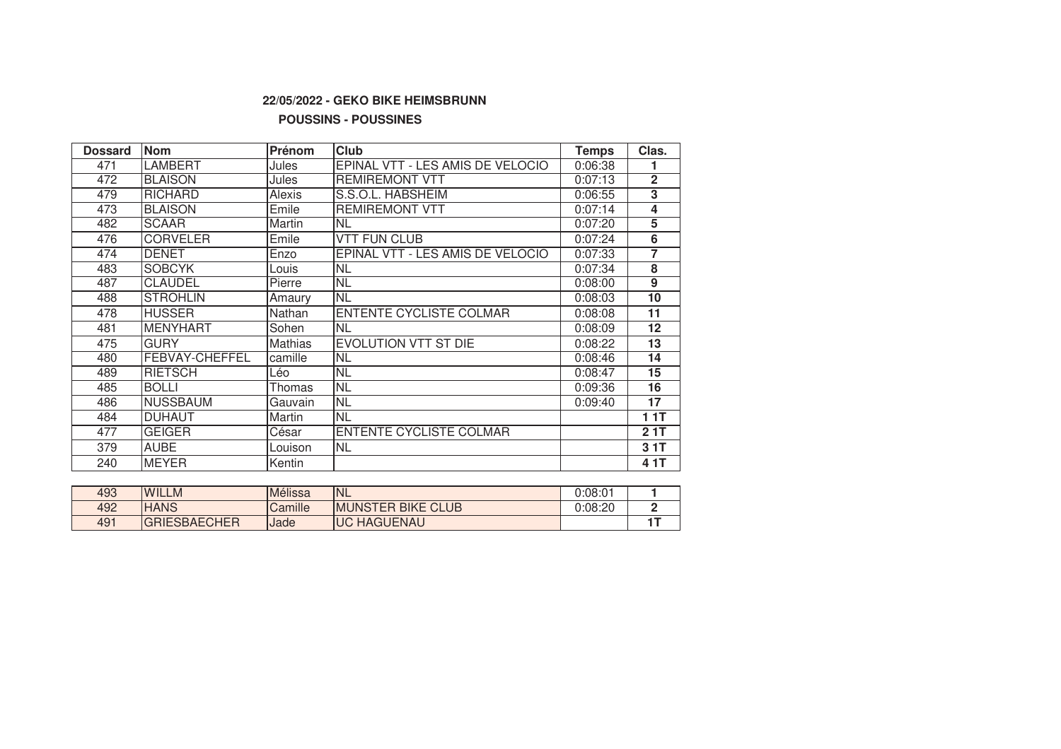**22/05/2022 - GEKO BIKE HEIMSBRUNN**

**POUSSINS - POUSSINES**

| Dossard | Nom | Prénom | Club | Temps | Clas. |
|---|---|---|---|---|---|
| 471 | LAMBERT | Jules | EPINAL VTT - LES AMIS DE VELOCIO | 0:06:38 | 1 |
| 472 | BLAISON | Jules | REMIREMONT VTT | 0:07:13 | 2 |
| 479 | RICHARD | Alexis | S.S.O.L. HABSHEIM | 0:06:55 | 3 |
| 473 | BLAISON | Emile | REMIREMONT VTT | 0:07:14 | 4 |
| 482 | SCAAR | Martin | NL | 0:07:20 | 5 |
| 476 | CORVELER | Emile | VTT FUN CLUB | 0:07:24 | 6 |
| 474 | DENET | Enzo | EPINAL VTT - LES AMIS DE VELOCIO | 0:07:33 | 7 |
| 483 | SOBCYK | Louis | NL | 0:07:34 | 8 |
| 487 | CLAUDEL | Pierre | NL | 0:08:00 | 9 |
| 488 | STROHLIN | Amaury | NL | 0:08:03 | 10 |
| 478 | HUSSER | Nathan | ENTENTE CYCLISTE COLMAR | 0:08:08 | 11 |
| 481 | MENYHART | Sohen | NL | 0:08:09 | 12 |
| 475 | GURY | Mathias | EVOLUTION VTT ST DIE | 0:08:22 | 13 |
| 480 | FEBVAY-CHEFFEL | camille | NL | 0:08:46 | 14 |
| 489 | RIETSCH | Léo | NL | 0:08:47 | 15 |
| 485 | BOLLI | Thomas | NL | 0:09:36 | 16 |
| 486 | NUSSBAUM | Gauvain | NL | 0:09:40 | 17 |
| 484 | DUHAUT | Martin | NL | | 1 1T |
| 477 | GEIGER | César | ENTENTE CYCLISTE COLMAR | | 2 1T |
| 379 | AUBE | Louison | NL | | 3 1T |
| 240 | MEYER | Kentin | | | 4 1T |

| | | | | | |
|---|---|---|---|---|---|
| 493 | WILLM | Mélissa | NL | 0:08:01 | 1 |
| 492 | HANS | Camille | MUNSTER BIKE CLUB | 0:08:20 | 2 |
| 491 | GRIESBAECHER | Jade | UC HAGUENAU | | 1T |